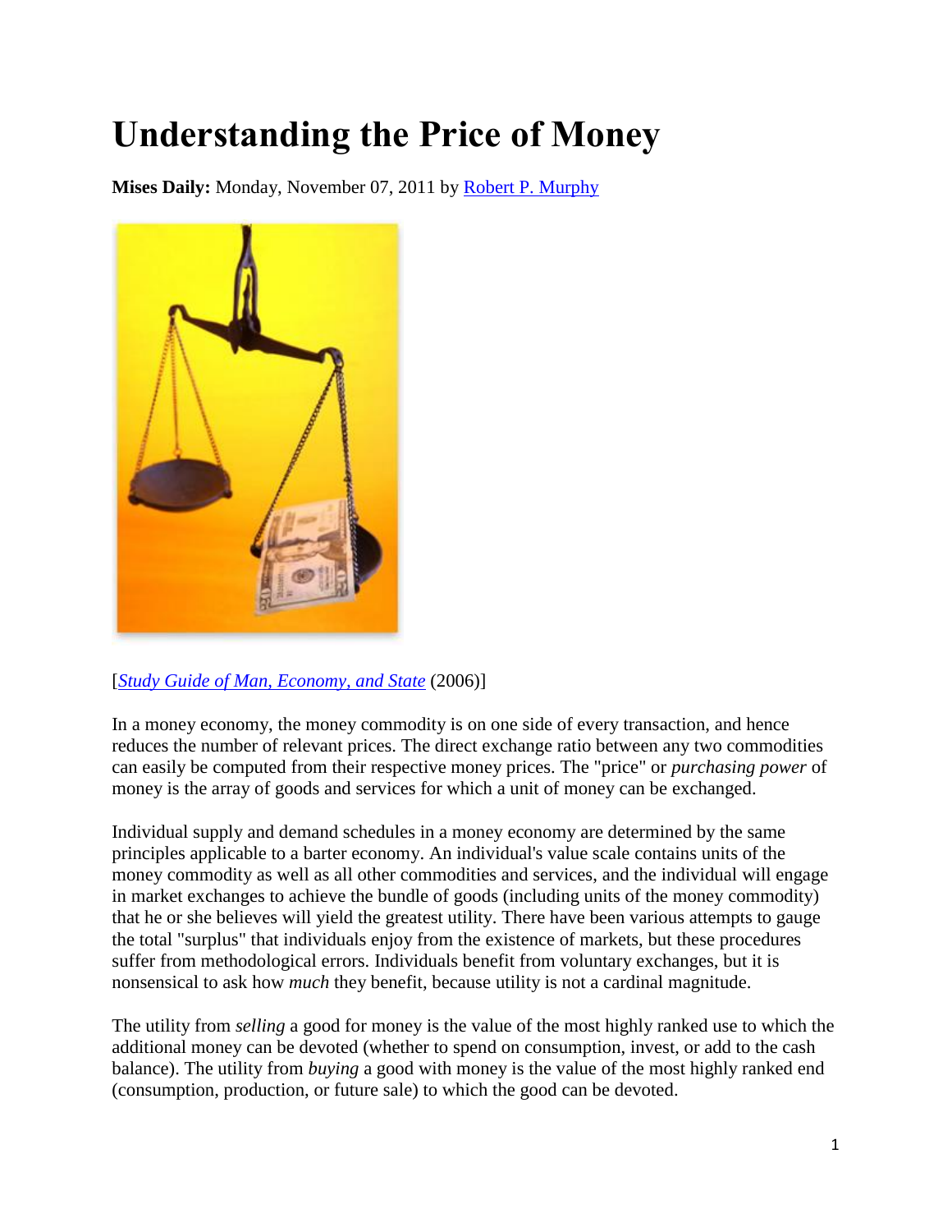# Understanding the Price of Money

**Mises Daily:** Monday, November 07, 2011 by Robert P. Murphy

[*Study Guide of Man, Economy, and State* (2006)]

In a money economy, the money commodity is on one side of every transaction, and hence reduces the number of relevant prices. The direct exchange ratio between any two commodities can easily be computed from their respective money prices. The "price" or *purchasing power* of money is the array of goods and services for which a unit of money can be exchanged.

Individual supply and demand schedules in a money economy are determined by the same principles applicable to a barter economy. An individual's value scale contains units of the money commodity as well as all other commodities and services, and the individual will engage in market exchanges to achieve the bundle of goods (including units of the money commodity) that he or she believes will yield the greatest utility. There have been various attempts to gauge the total "surplus" that individuals enjoy from the existence of markets, but these procedures suffer from methodological errors. Individuals benefit from voluntary exchanges, but it is nonsensical to ask how *much* they benefit, because utility is not a cardinal magnitude.

The utility from *selling* a good for money is the value of the most highly ranked use to which the additional money can be devoted (whether to spend on consumption, invest, or add to the cash balance). The utility from *buying* a good with money is the value of the most highly ranked end (consumption, production, or future sale) to which the good can be devoted.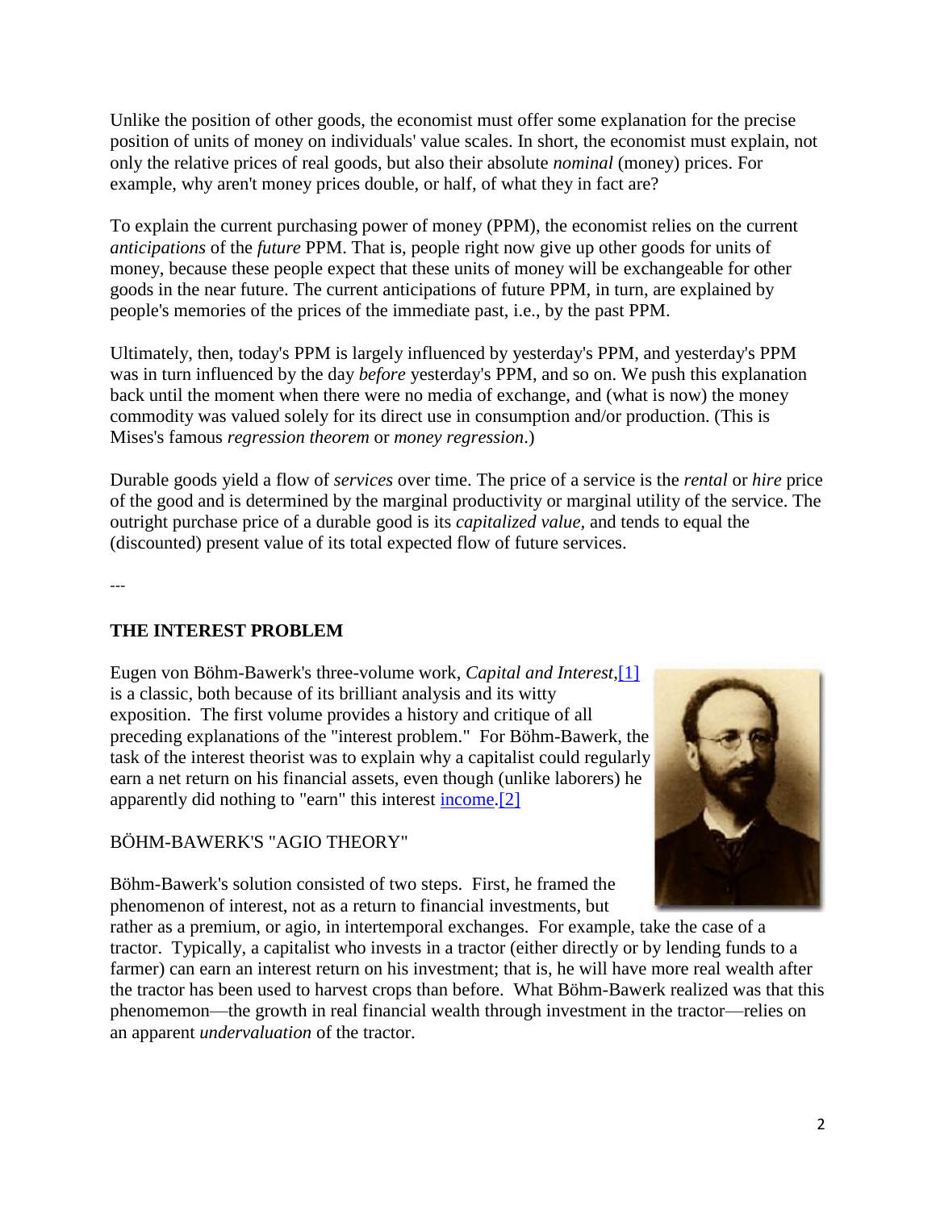Unlike the position of other goods, the economist must offer some explanation for the precise position of units of money on individuals' value scales. In short, the economist must explain, not only the relative prices of real goods, but also their absolute *nominal* (money) prices. For example, why aren't money prices double, or half, of what they in fact are?

To explain the current purchasing power of money (PPM), the economist relies on the current *anticipations* of the *future* PPM. That is, people right now give up other goods for units of money, because these people expect that these units of money will be exchangeable for other goods in the near future. The current anticipations of future PPM, in turn, are explained by people's memories of the prices of the immediate past, i.e., by the past PPM.

Ultimately, then, today's PPM is largely influenced by yesterday's PPM, and yesterday's PPM was in turn influenced by the day *before* yesterday's PPM, and so on. We push this explanation back until the moment when there were no media of exchange, and (what is now) the money commodity was valued solely for its direct use in consumption and/or production. (This is Mises's famous *regression theorem* or *money regression*.)

Durable goods yield a flow of *services* over time. The price of a service is the *rental* or *hire* price of the good and is determined by the marginal productivity or marginal utility of the service. The outright purchase price of a durable good is its *capitalized value*, and tends to equal the (discounted) present value of its total expected flow of future services.

---

**THE INTEREST PROBLEM**

Eugen von Böhm-Bawerk's three-volume work, *Capital and Interest*,[1] is a classic, both because of its brilliant analysis and its witty exposition. The first volume provides a history and critique of all preceding explanations of the "interest problem." For Böhm-Bawerk, the task of the interest theorist was to explain why a capitalist could regularly earn a net return on his financial assets, even though (unlike laborers) he apparently did nothing to "earn" this interest income.[2]

BÖHM-BAWERK'S "AGIO THEORY"

Böhm-Bawerk's solution consisted of two steps. First, he framed the phenomenon of interest, not as a return to financial investments, but rather as a premium, or agio, in intertemporal exchanges. For example, take the case of a tractor. Typically, a capitalist who invests in a tractor (either directly or by lending funds to a farmer) can earn an interest return on his investment; that is, he will have more real wealth after the tractor has been used to harvest crops than before. What Böhm-Bawerk realized was that this phenomemon—the growth in real financial wealth through investment in the tractor—relies on an apparent *undervaluation* of the tractor.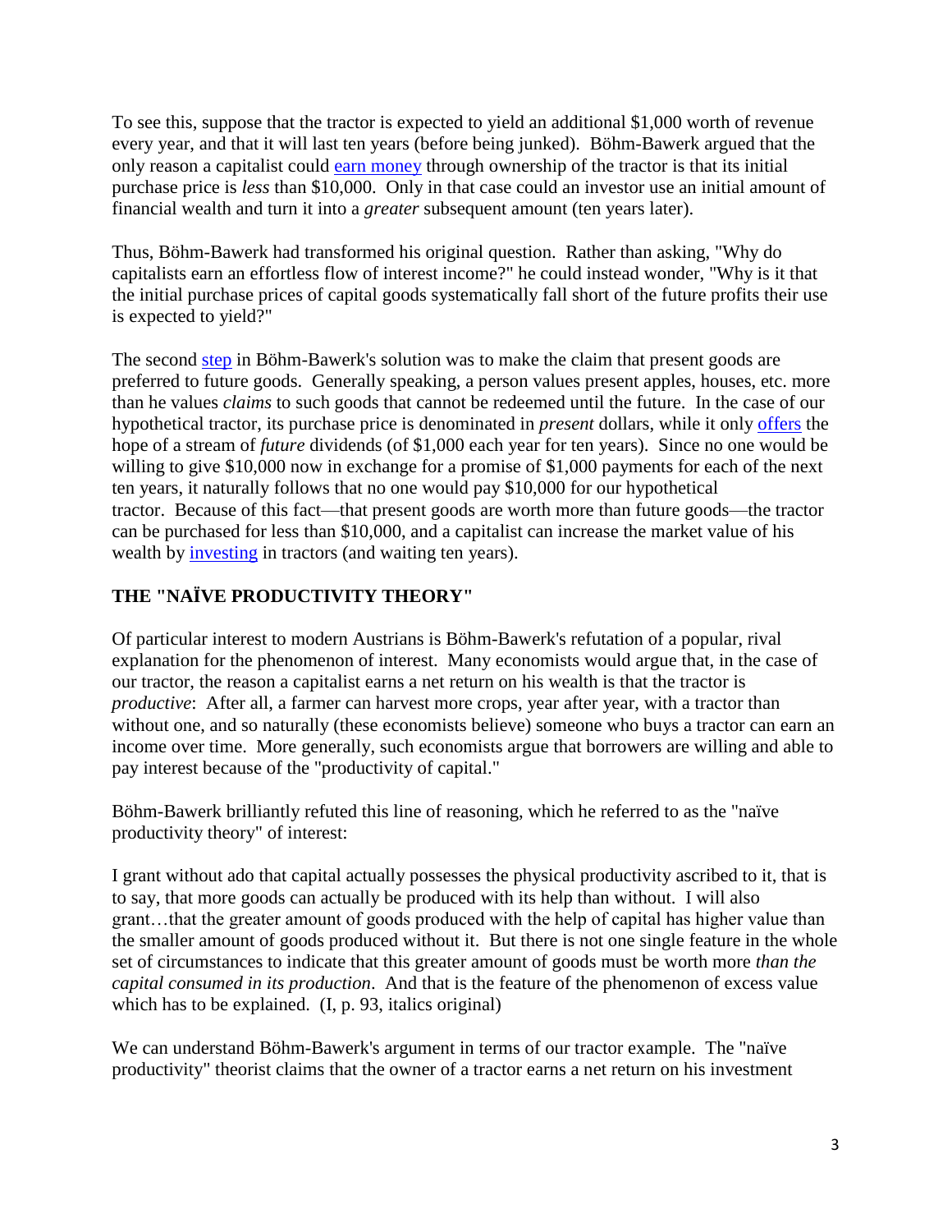To see this, suppose that the tractor is expected to yield an additional $1,000 worth of revenue every year, and that it will last ten years (before being junked). Böhm-Bawerk argued that the only reason a capitalist could earn money through ownership of the tractor is that its initial purchase price is *less* than $10,000. Only in that case could an investor use an initial amount of financial wealth and turn it into a *greater* subsequent amount (ten years later).

Thus, Böhm-Bawerk had transformed his original question. Rather than asking, "Why do capitalists earn an effortless flow of interest income?" he could instead wonder, "Why is it that the initial purchase prices of capital goods systematically fall short of the future profits their use is expected to yield?"

The second step in Böhm-Bawerk's solution was to make the claim that present goods are preferred to future goods. Generally speaking, a person values present apples, houses, etc. more than he values *claims* to such goods that cannot be redeemed until the future. In the case of our hypothetical tractor, its purchase price is denominated in *present* dollars, while it only offers the hope of a stream of *future* dividends (of $1,000 each year for ten years). Since no one would be willing to give $10,000 now in exchange for a promise of $1,000 payments for each of the next ten years, it naturally follows that no one would pay $10,000 for our hypothetical tractor. Because of this fact—that present goods are worth more than future goods—the tractor can be purchased for less than $10,000, and a capitalist can increase the market value of his wealth by investing in tractors (and waiting ten years).

## THE "NAÏVE PRODUCTIVITY THEORY"

Of particular interest to modern Austrians is Böhm-Bawerk's refutation of a popular, rival explanation for the phenomenon of interest. Many economists would argue that, in the case of our tractor, the reason a capitalist earns a net return on his wealth is that the tractor is *productive*: After all, a farmer can harvest more crops, year after year, with a tractor than without one, and so naturally (these economists believe) someone who buys a tractor can earn an income over time. More generally, such economists argue that borrowers are willing and able to pay interest because of the "productivity of capital."

Böhm-Bawerk brilliantly refuted this line of reasoning, which he referred to as the "naïve productivity theory" of interest:

I grant without ado that capital actually possesses the physical productivity ascribed to it, that is to say, that more goods can actually be produced with its help than without. I will also grant…that the greater amount of goods produced with the help of capital has higher value than the smaller amount of goods produced without it. But there is not one single feature in the whole set of circumstances to indicate that this greater amount of goods must be worth more *than the capital consumed in its production*. And that is the feature of the phenomenon of excess value which has to be explained. (I, p. 93, italics original)

We can understand Böhm-Bawerk's argument in terms of our tractor example. The "naïve productivity" theorist claims that the owner of a tractor earns a net return on his investment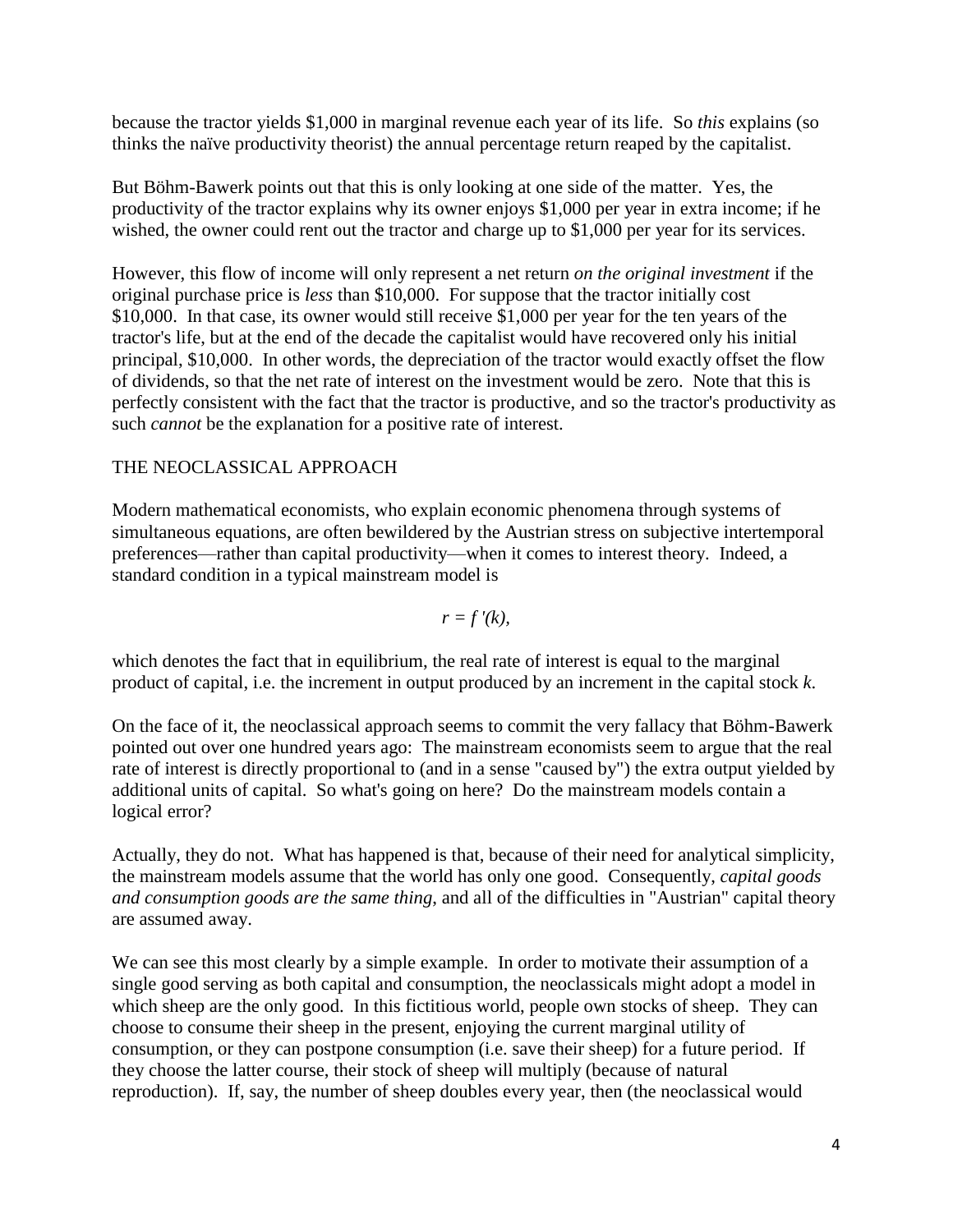because the tractor yields $1,000 in marginal revenue each year of its life. So *this* explains (so thinks the naïve productivity theorist) the annual percentage return reaped by the capitalist.

But Böhm-Bawerk points out that this is only looking at one side of the matter. Yes, the productivity of the tractor explains why its owner enjoys $1,000 per year in extra income; if he wished, the owner could rent out the tractor and charge up to $1,000 per year for its services.

However, this flow of income will only represent a net return *on the original investment* if the original purchase price is *less* than $10,000. For suppose that the tractor initially cost $10,000. In that case, its owner would still receive $1,000 per year for the ten years of the tractor's life, but at the end of the decade the capitalist would have recovered only his initial principal, $10,000. In other words, the depreciation of the tractor would exactly offset the flow of dividends, so that the net rate of interest on the investment would be zero. Note that this is perfectly consistent with the fact that the tractor is productive, and so the tractor's productivity as such *cannot* be the explanation for a positive rate of interest.

## THE NEOCLASSICAL APPROACH

Modern mathematical economists, who explain economic phenomena through systems of simultaneous equations, are often bewildered by the Austrian stress on subjective intertemporal preferences—rather than capital productivity—when it comes to interest theory. Indeed, a standard condition in a typical mainstream model is

$$r = f'(k),$$

which denotes the fact that in equilibrium, the real rate of interest is equal to the marginal product of capital, i.e. the increment in output produced by an increment in the capital stock $k$.

On the face of it, the neoclassical approach seems to commit the very fallacy that Böhm-Bawerk pointed out over one hundred years ago: The mainstream economists seem to argue that the real rate of interest is directly proportional to (and in a sense "caused by") the extra output yielded by additional units of capital. So what's going on here? Do the mainstream models contain a logical error?

Actually, they do not. What has happened is that, because of their need for analytical simplicity, the mainstream models assume that the world has only one good. Consequently, *capital goods and consumption goods are the same thing*, and all of the difficulties in "Austrian" capital theory are assumed away.

We can see this most clearly by a simple example. In order to motivate their assumption of a single good serving as both capital and consumption, the neoclassicals might adopt a model in which sheep are the only good. In this fictitious world, people own stocks of sheep. They can choose to consume their sheep in the present, enjoying the current marginal utility of consumption, or they can postpone consumption (i.e. save their sheep) for a future period. If they choose the latter course, their stock of sheep will multiply (because of natural reproduction). If, say, the number of sheep doubles every year, then (the neoclassical would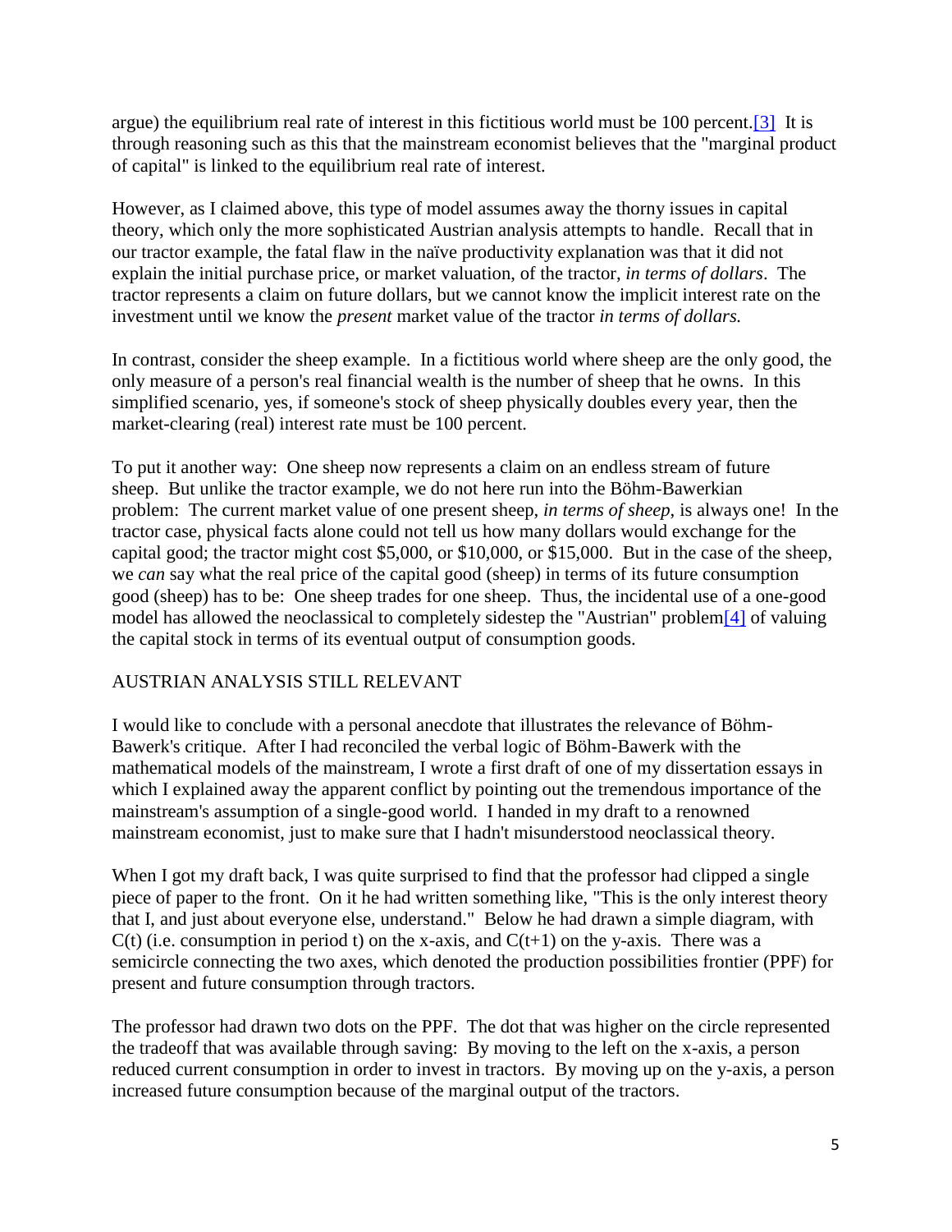argue) the equilibrium real rate of interest in this fictitious world must be 100 percent.[3] It is through reasoning such as this that the mainstream economist believes that the "marginal product of capital" is linked to the equilibrium real rate of interest.

However, as I claimed above, this type of model assumes away the thorny issues in capital theory, which only the more sophisticated Austrian analysis attempts to handle. Recall that in our tractor example, the fatal flaw in the naïve productivity explanation was that it did not explain the initial purchase price, or market valuation, of the tractor, *in terms of dollars*. The tractor represents a claim on future dollars, but we cannot know the implicit interest rate on the investment until we know the *present* market value of the tractor *in terms of dollars.*

In contrast, consider the sheep example. In a fictitious world where sheep are the only good, the only measure of a person's real financial wealth is the number of sheep that he owns. In this simplified scenario, yes, if someone's stock of sheep physically doubles every year, then the market-clearing (real) interest rate must be 100 percent.

To put it another way: One sheep now represents a claim on an endless stream of future sheep. But unlike the tractor example, we do not here run into the Böhm-Bawerkian problem: The current market value of one present sheep, *in terms of sheep*, is always one! In the tractor case, physical facts alone could not tell us how many dollars would exchange for the capital good; the tractor might cost $5,000, or $10,000, or $15,000. But in the case of the sheep, we *can* say what the real price of the capital good (sheep) in terms of its future consumption good (sheep) has to be: One sheep trades for one sheep. Thus, the incidental use of a one-good model has allowed the neoclassical to completely sidestep the "Austrian" problem[4] of valuing the capital stock in terms of its eventual output of consumption goods.

## AUSTRIAN ANALYSIS STILL RELEVANT

I would like to conclude with a personal anecdote that illustrates the relevance of Böhm-Bawerk's critique. After I had reconciled the verbal logic of Böhm-Bawerk with the mathematical models of the mainstream, I wrote a first draft of one of my dissertation essays in which I explained away the apparent conflict by pointing out the tremendous importance of the mainstream's assumption of a single-good world. I handed in my draft to a renowned mainstream economist, just to make sure that I hadn't misunderstood neoclassical theory.

When I got my draft back, I was quite surprised to find that the professor had clipped a single piece of paper to the front. On it he had written something like, "This is the only interest theory that I, and just about everyone else, understand." Below he had drawn a simple diagram, with $C(t)$ (i.e. consumption in period t) on the x-axis, and $C(t+1)$ on the y-axis. There was a semicircle connecting the two axes, which denoted the production possibilities frontier (PPF) for present and future consumption through tractors.

The professor had drawn two dots on the PPF. The dot that was higher on the circle represented the tradeoff that was available through saving: By moving to the left on the x-axis, a person reduced current consumption in order to invest in tractors. By moving up on the y-axis, a person increased future consumption because of the marginal output of the tractors.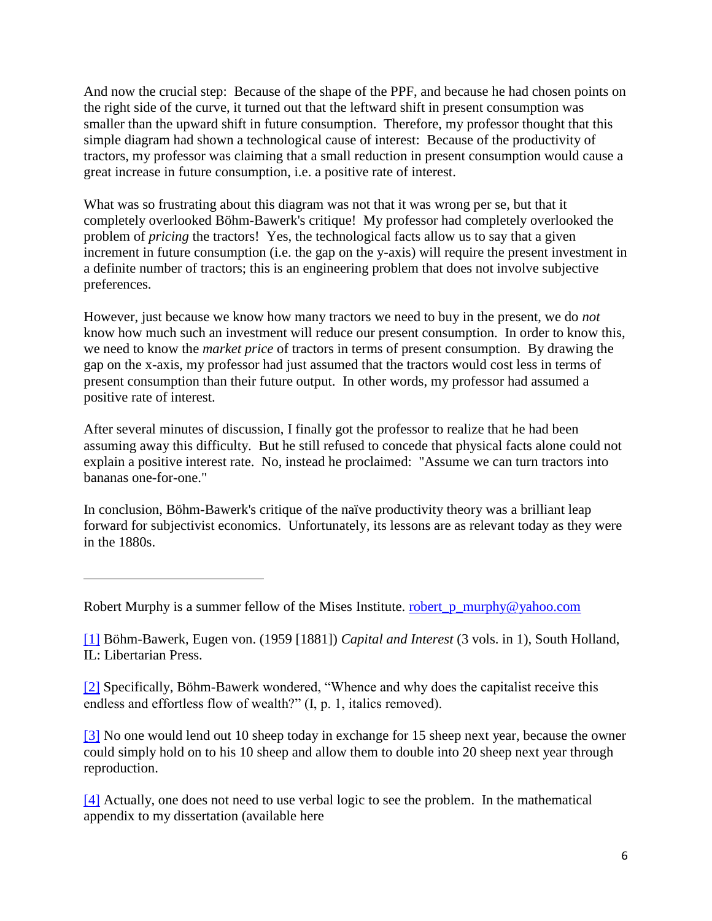And now the crucial step: Because of the shape of the PPF, and because he had chosen points on the right side of the curve, it turned out that the leftward shift in present consumption was smaller than the upward shift in future consumption. Therefore, my professor thought that this simple diagram had shown a technological cause of interest: Because of the productivity of tractors, my professor was claiming that a small reduction in present consumption would cause a great increase in future consumption, i.e. a positive rate of interest.

What was so frustrating about this diagram was not that it was wrong per se, but that it completely overlooked Böhm-Bawerk's critique! My professor had completely overlooked the problem of *pricing* the tractors! Yes, the technological facts allow us to say that a given increment in future consumption (i.e. the gap on the y-axis) will require the present investment in a definite number of tractors; this is an engineering problem that does not involve subjective preferences.

However, just because we know how many tractors we need to buy in the present, we do *not* know how much such an investment will reduce our present consumption. In order to know this, we need to know the *market price* of tractors in terms of present consumption. By drawing the gap on the x-axis, my professor had just assumed that the tractors would cost less in terms of present consumption than their future output. In other words, my professor had assumed a positive rate of interest.

After several minutes of discussion, I finally got the professor to realize that he had been assuming away this difficulty. But he still refused to concede that physical facts alone could not explain a positive interest rate. No, instead he proclaimed: "Assume we can turn tractors into bananas one-for-one."

In conclusion, Böhm-Bawerk's critique of the naïve productivity theory was a brilliant leap forward for subjectivist economics. Unfortunately, its lessons are as relevant today as they were in the 1880s.

---

Robert Murphy is a summer fellow of the Mises Institute. robert_p_murphy@yahoo.com

[1] Böhm-Bawerk, Eugen von. (1959 [1881]) *Capital and Interest* (3 vols. in 1), South Holland, IL: Libertarian Press.

[2] Specifically, Böhm-Bawerk wondered, "Whence and why does the capitalist receive this endless and effortless flow of wealth?" (I, p. 1, italics removed).

[3] No one would lend out 10 sheep today in exchange for 15 sheep next year, because the owner could simply hold on to his 10 sheep and allow them to double into 20 sheep next year through reproduction.

[4] Actually, one does not need to use verbal logic to see the problem. In the mathematical appendix to my dissertation (available here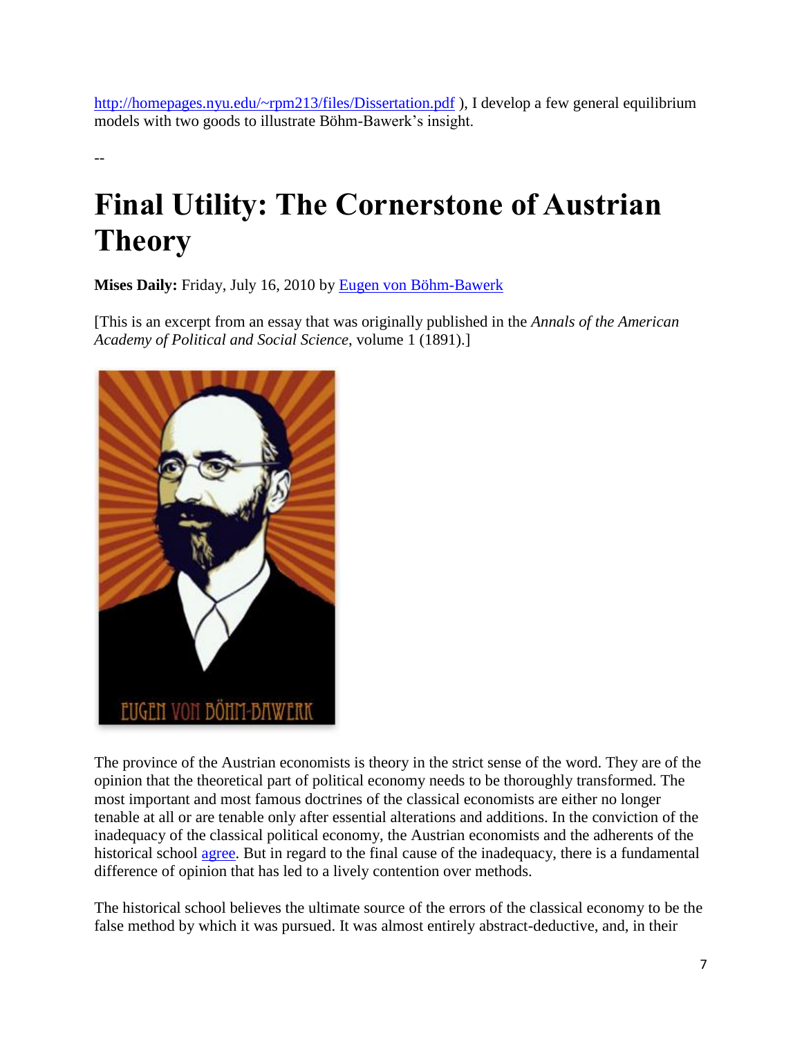http://homepages.nyu.edu/~rpm213/files/Dissertation.pdf ), I develop a few general equilibrium models with two goods to illustrate Böhm-Bawerk's insight.

--

# Final Utility: The Cornerstone of Austrian Theory

**Mises Daily:** Friday, July 16, 2010 by Eugen von Böhm-Bawerk

[This is an excerpt from an essay that was originally published in the *Annals of the American Academy of Political and Social Science*, volume 1 (1891).]

The province of the Austrian economists is theory in the strict sense of the word. They are of the opinion that the theoretical part of political economy needs to be thoroughly transformed. The most important and most famous doctrines of the classical economists are either no longer tenable at all or are tenable only after essential alterations and additions. In the conviction of the inadequacy of the classical political economy, the Austrian economists and the adherents of the historical school agree. But in regard to the final cause of the inadequacy, there is a fundamental difference of opinion that has led to a lively contention over methods.

The historical school believes the ultimate source of the errors of the classical economy to be the false method by which it was pursued. It was almost entirely abstract-deductive, and, in their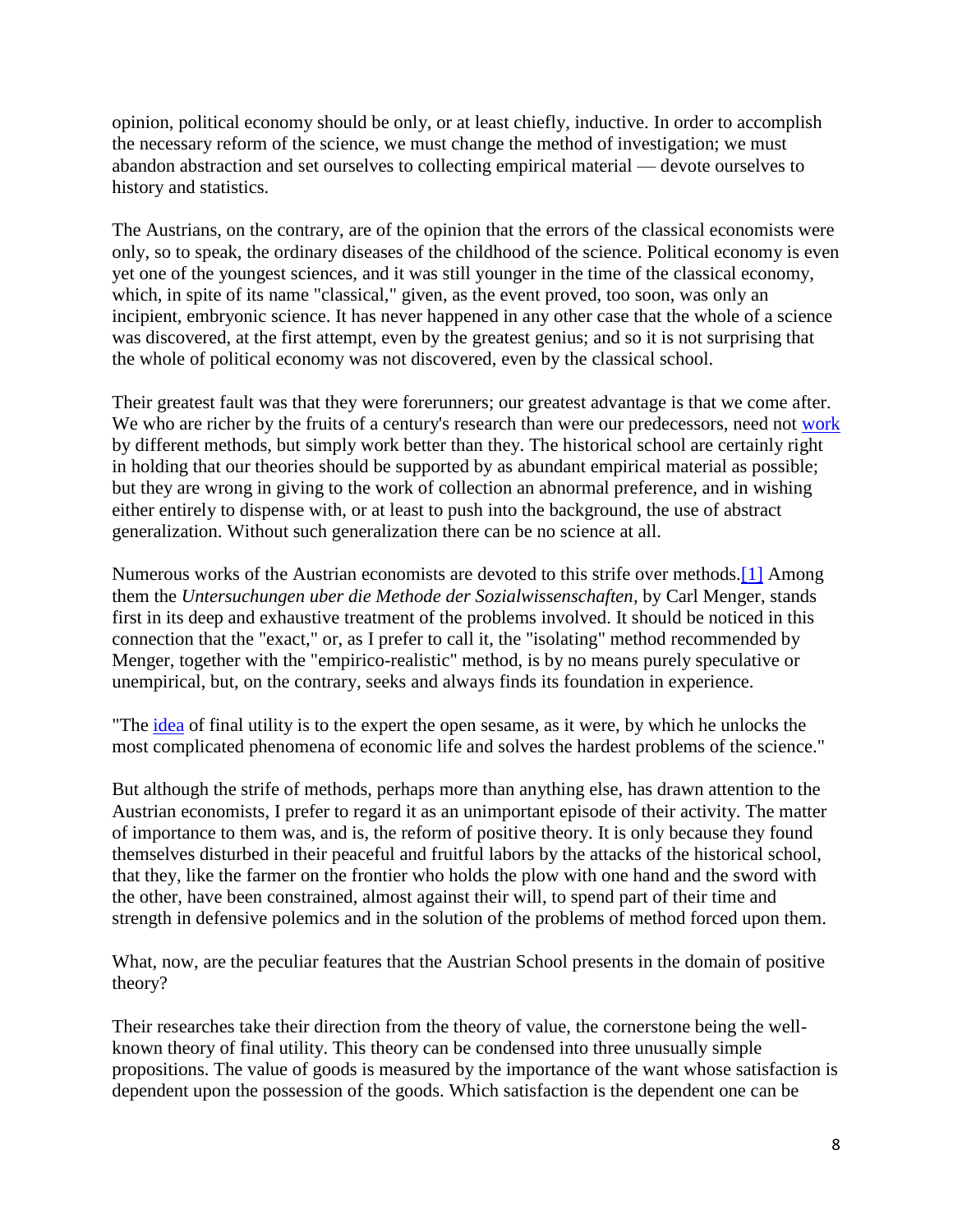opinion, political economy should be only, or at least chiefly, inductive. In order to accomplish the necessary reform of the science, we must change the method of investigation; we must abandon abstraction and set ourselves to collecting empirical material — devote ourselves to history and statistics.

The Austrians, on the contrary, are of the opinion that the errors of the classical economists were only, so to speak, the ordinary diseases of the childhood of the science. Political economy is even yet one of the youngest sciences, and it was still younger in the time of the classical economy, which, in spite of its name "classical," given, as the event proved, too soon, was only an incipient, embryonic science. It has never happened in any other case that the whole of a science was discovered, at the first attempt, even by the greatest genius; and so it is not surprising that the whole of political economy was not discovered, even by the classical school.

Their greatest fault was that they were forerunners; our greatest advantage is that we come after. We who are richer by the fruits of a century's research than were our predecessors, need not work by different methods, but simply work better than they. The historical school are certainly right in holding that our theories should be supported by as abundant empirical material as possible; but they are wrong in giving to the work of collection an abnormal preference, and in wishing either entirely to dispense with, or at least to push into the background, the use of abstract generalization. Without such generalization there can be no science at all.

Numerous works of the Austrian economists are devoted to this strife over methods.[1] Among them the *Untersuchungen uber die Methode der Sozialwissenschaften*, by Carl Menger, stands first in its deep and exhaustive treatment of the problems involved. It should be noticed in this connection that the "exact," or, as I prefer to call it, the "isolating" method recommended by Menger, together with the "empirico-realistic" method, is by no means purely speculative or unempirical, but, on the contrary, seeks and always finds its foundation in experience.

"The idea of final utility is to the expert the open sesame, as it were, by which he unlocks the most complicated phenomena of economic life and solves the hardest problems of the science."

But although the strife of methods, perhaps more than anything else, has drawn attention to the Austrian economists, I prefer to regard it as an unimportant episode of their activity. The matter of importance to them was, and is, the reform of positive theory. It is only because they found themselves disturbed in their peaceful and fruitful labors by the attacks of the historical school, that they, like the farmer on the frontier who holds the plow with one hand and the sword with the other, have been constrained, almost against their will, to spend part of their time and strength in defensive polemics and in the solution of the problems of method forced upon them.

What, now, are the peculiar features that the Austrian School presents in the domain of positive theory?

Their researches take their direction from the theory of value, the cornerstone being the well-known theory of final utility. This theory can be condensed into three unusually simple propositions. The value of goods is measured by the importance of the want whose satisfaction is dependent upon the possession of the goods. Which satisfaction is the dependent one can be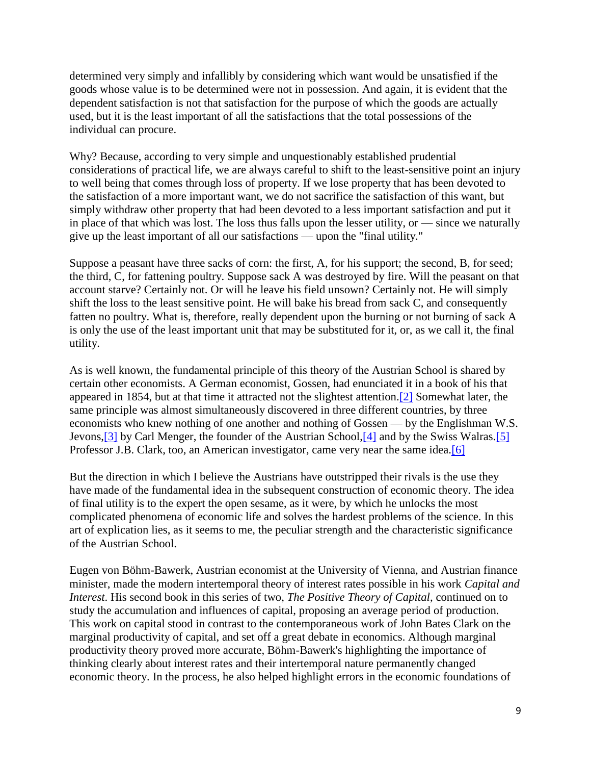determined very simply and infallibly by considering which want would be unsatisfied if the goods whose value is to be determined were not in possession. And again, it is evident that the dependent satisfaction is not that satisfaction for the purpose of which the goods are actually used, but it is the least important of all the satisfactions that the total possessions of the individual can procure.

Why? Because, according to very simple and unquestionably established prudential considerations of practical life, we are always careful to shift to the least-sensitive point an injury to well being that comes through loss of property. If we lose property that has been devoted to the satisfaction of a more important want, we do not sacrifice the satisfaction of this want, but simply withdraw other property that had been devoted to a less important satisfaction and put it in place of that which was lost. The loss thus falls upon the lesser utility, or — since we naturally give up the least important of all our satisfactions — upon the "final utility."

Suppose a peasant have three sacks of corn: the first, A, for his support; the second, B, for seed; the third, C, for fattening poultry. Suppose sack A was destroyed by fire. Will the peasant on that account starve? Certainly not. Or will he leave his field unsown? Certainly not. He will simply shift the loss to the least sensitive point. He will bake his bread from sack C, and consequently fatten no poultry. What is, therefore, really dependent upon the burning or not burning of sack A is only the use of the least important unit that may be substituted for it, or, as we call it, the final utility.

As is well known, the fundamental principle of this theory of the Austrian School is shared by certain other economists. A German economist, Gossen, had enunciated it in a book of his that appeared in 1854, but at that time it attracted not the slightest attention.[2] Somewhat later, the same principle was almost simultaneously discovered in three different countries, by three economists who knew nothing of one another and nothing of Gossen — by the Englishman W.S. Jevons,[3] by Carl Menger, the founder of the Austrian School,[4] and by the Swiss Walras.[5] Professor J.B. Clark, too, an American investigator, came very near the same idea.[6]

But the direction in which I believe the Austrians have outstripped their rivals is the use they have made of the fundamental idea in the subsequent construction of economic theory. The idea of final utility is to the expert the open sesame, as it were, by which he unlocks the most complicated phenomena of economic life and solves the hardest problems of the science. In this art of explication lies, as it seems to me, the peculiar strength and the characteristic significance of the Austrian School.

Eugen von Böhm-Bawerk, Austrian economist at the University of Vienna, and Austrian finance minister, made the modern intertemporal theory of interest rates possible in his work *Capital and Interest*. His second book in this series of two, *The Positive Theory of Capital*, continued on to study the accumulation and influences of capital, proposing an average period of production. This work on capital stood in contrast to the contemporaneous work of John Bates Clark on the marginal productivity of capital, and set off a great debate in economics. Although marginal productivity theory proved more accurate, Böhm-Bawerk's highlighting the importance of thinking clearly about interest rates and their intertemporal nature permanently changed economic theory. In the process, he also helped highlight errors in the economic foundations of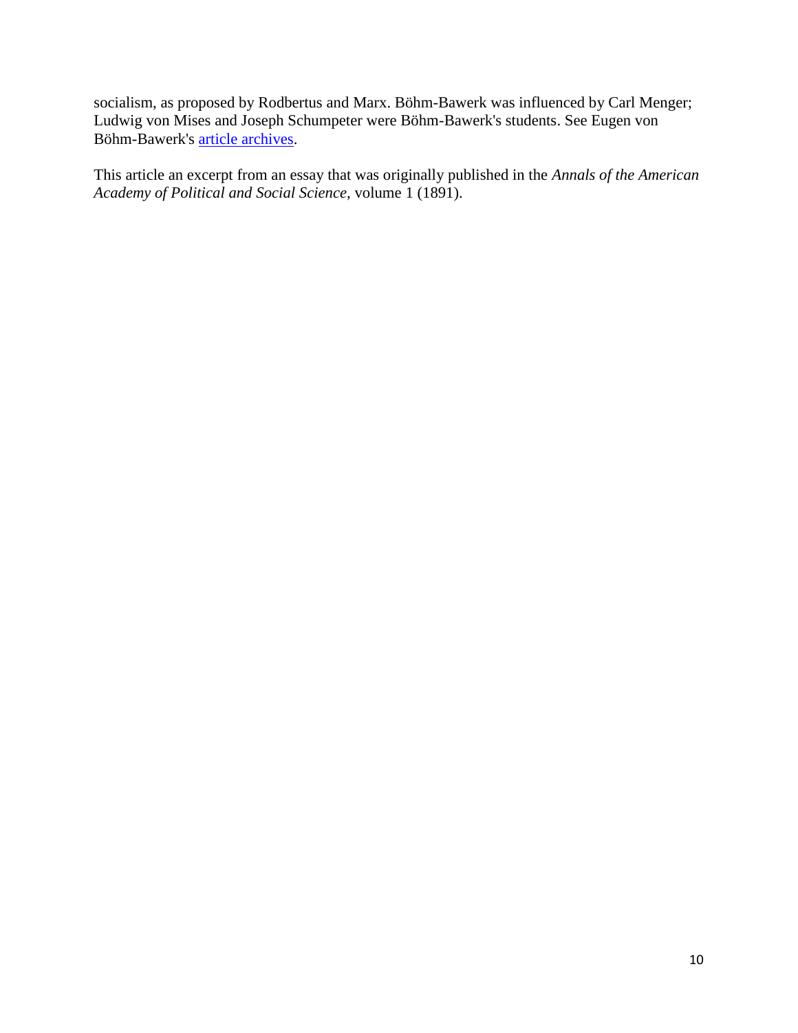socialism, as proposed by Rodbertus and Marx. Böhm-Bawerk was influenced by Carl Menger; Ludwig von Mises and Joseph Schumpeter were Böhm-Bawerk's students. See Eugen von Böhm-Bawerk's article archives.

This article an excerpt from an essay that was originally published in the *Annals of the American Academy of Political and Social Science*, volume 1 (1891).